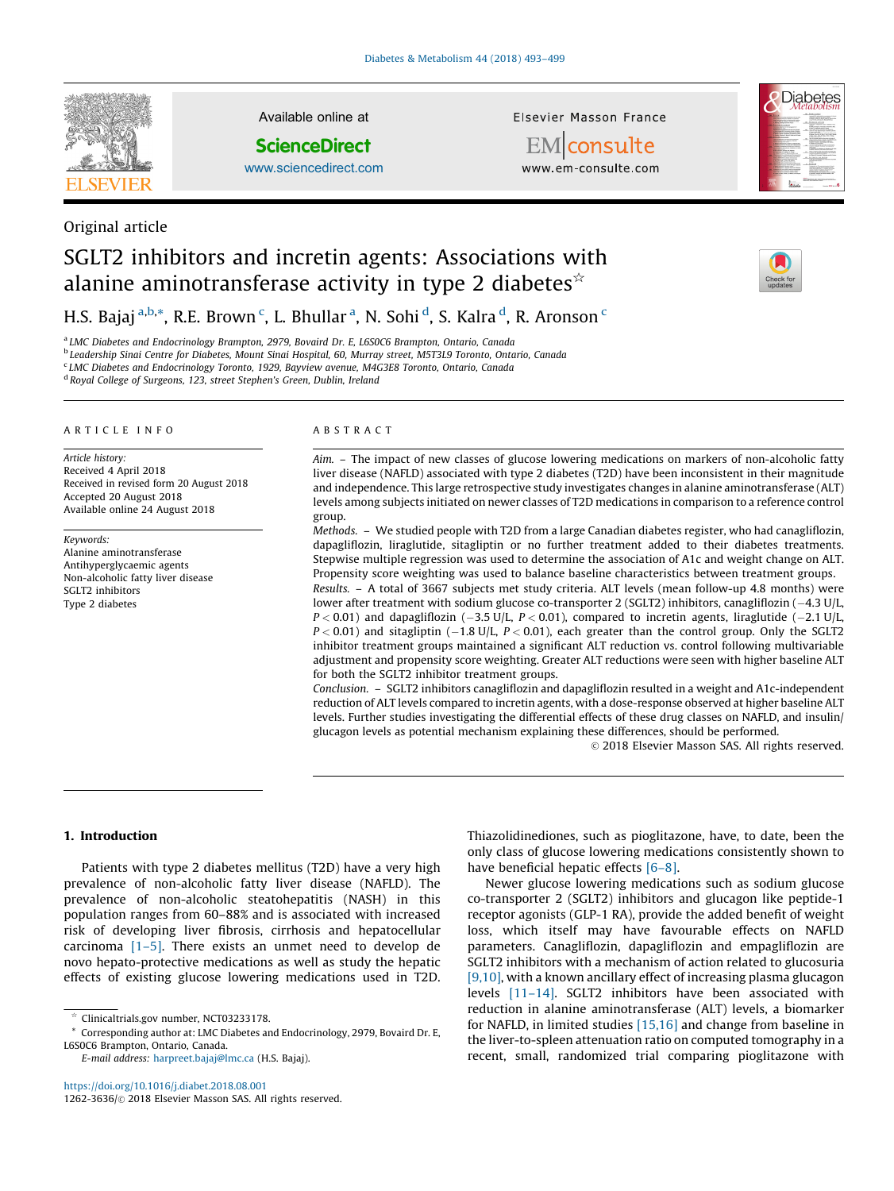Original article

# SGLT2 inhibitors and incretin agents: Associations with alanine aminotransferase activity in type 2 diabetes☆

H.S. Bajaj [a,b,*], R.E. Brown [c], L. Bhullar [a], N. Sohi [d], S. Kalra [d], R. Aronson [c]

[a] LMC Diabetes and Endocrinology Brampton, 2979, Bovaird Dr. E, L6S0C6 Brampton, Ontario, Canada
[b] Leadership Sinai Centre for Diabetes, Mount Sinai Hospital, 60, Murray street, M5T3L9 Toronto, Ontario, Canada
[c] LMC Diabetes and Endocrinology Toronto, 1929, Bayview avenue, M4G3E8 Toronto, Ontario, Canada
[d] Royal College of Surgeons, 123, street Stephen's Green, Dublin, Ireland

## ARTICLE INFO

*Article history:*
Received 4 April 2018
Received in revised form 20 August 2018
Accepted 20 August 2018
Available online 24 August 2018

*Keywords:*
Alanine aminotransferase
Antihyperglycaemic agents
Non-alcoholic fatty liver disease
SGLT2 inhibitors
Type 2 diabetes

## ABSTRACT

*Aim.* – The impact of new classes of glucose lowering medications on markers of non-alcoholic fatty liver disease (NAFLD) associated with type 2 diabetes (T2D) have been inconsistent in their magnitude and independence. This large retrospective study investigates changes in alanine aminotransferase (ALT) levels among subjects initiated on newer classes of T2D medications in comparison to a reference control group.

*Methods.* – We studied people with T2D from a large Canadian diabetes register, who had canagliflozin, dapagliflozin, liraglutide, sitagliptin or no further treatment added to their diabetes treatments. Stepwise multiple regression was used to determine the association of A1c and weight change on ALT. Propensity score weighting was used to balance baseline characteristics between treatment groups.

*Results.* – A total of 3667 subjects met study criteria. ALT levels (mean follow-up 4.8 months) were lower after treatment with sodium glucose co-transporter 2 (SGLT2) inhibitors, canagliflozin (−4.3 U/L, $P < 0.01$) and dapagliflozin (−3.5 U/L, $P < 0.01$), compared to incretin agents, liraglutide (−2.1 U/L, $P < 0.01$) and sitagliptin (−1.8 U/L, $P < 0.01$), each greater than the control group. Only the SGLT2 inhibitor treatment groups maintained a significant ALT reduction vs. control following multivariable adjustment and propensity score weighting. Greater ALT reductions were seen with higher baseline ALT for both the SGLT2 inhibitor treatment groups.

*Conclusion.* – SGLT2 inhibitors canagliflozin and dapagliflozin resulted in a weight and A1c-independent reduction of ALT levels compared to incretin agents, with a dose-response observed at higher baseline ALT levels. Further studies investigating the differential effects of these drug classes on NAFLD, and insulin/glucagon levels as potential mechanism explaining these differences, should be performed.

© 2018 Elsevier Masson SAS. All rights reserved.

## 1. Introduction

Patients with type 2 diabetes mellitus (T2D) have a very high prevalence of non-alcoholic fatty liver disease (NAFLD). The prevalence of non-alcoholic steatohepatitis (NASH) in this population ranges from 60–88% and is associated with increased risk of developing liver fibrosis, cirrhosis and hepatocellular carcinoma [1–5]. There exists an unmet need to develop de novo hepato-protective medications as well as study the hepatic effects of existing glucose lowering medications used in T2D. Thiazolidinediones, such as pioglitazone, have, to date, been the only class of glucose lowering medications consistently shown to have beneficial hepatic effects [6–8].

Newer glucose lowering medications such as sodium glucose co-transporter 2 (SGLT2) inhibitors and glucagon like peptide-1 receptor agonists (GLP-1 RA), provide the added benefit of weight loss, which itself may have favourable effects on NAFLD parameters. Canagliflozin, dapagliflozin and empagliflozin are SGLT2 inhibitors with a mechanism of action related to glucosuria [9,10], with a known ancillary effect of increasing plasma glucagon levels [11–14]. SGLT2 inhibitors have been associated with reduction in alanine aminotransferase (ALT) levels, a biomarker for NAFLD, in limited studies [15,16] and change from baseline in the liver-to-spleen attenuation ratio on computed tomography in a recent, small, randomized trial comparing pioglitazone with

☆ Clinicaltrials.gov number, NCT03233178.
\* Corresponding author at: LMC Diabetes and Endocrinology, 2979, Bovaird Dr. E, L6S0C6 Brampton, Ontario, Canada.
*E-mail address:* harpreet.bajaj@lmc.ca (H.S. Bajaj).

https://doi.org/10.1016/j.diabet.2018.08.001
1262-3636/© 2018 Elsevier Masson SAS. All rights reserved.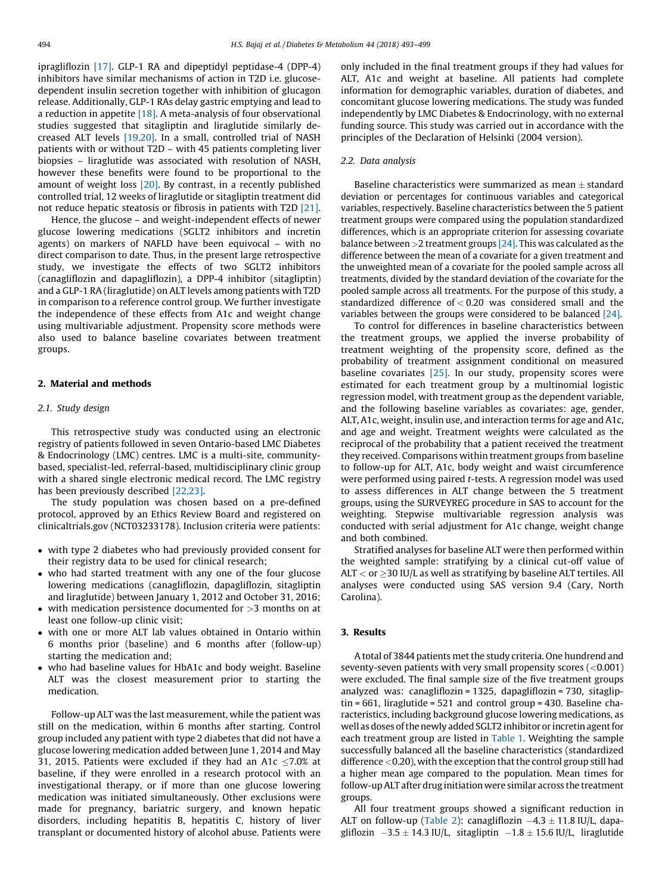ipragliflozin [17]. GLP-1 RA and dipeptidyl peptidase-4 (DPP-4) inhibitors have similar mechanisms of action in T2D i.e. glucose-dependent insulin secretion together with inhibition of glucagon release. Additionally, GLP-1 RAs delay gastric emptying and lead to a reduction in appetite [18]. A meta-analysis of four observational studies suggested that sitagliptin and liraglutide similarly decreased ALT levels [19,20]. In a small, controlled trial of NASH patients with or without T2D – with 45 patients completing liver biopsies – liraglutide was associated with resolution of NASH, however these benefits were found to be proportional to the amount of weight loss [20]. By contrast, in a recently published controlled trial, 12 weeks of liraglutide or sitagliptin treatment did not reduce hepatic steatosis or fibrosis in patients with T2D [21].

Hence, the glucose – and weight-independent effects of newer glucose lowering medications (SGLT2 inhibitors and incretin agents) on markers of NAFLD have been equivocal – with no direct comparison to date. Thus, in the present large retrospective study, we investigate the effects of two SGLT2 inhibitors (canagliflozin and dapagliflozin), a DPP-4 inhibitor (sitagliptin) and a GLP-1 RA (liraglutide) on ALT levels among patients with T2D in comparison to a reference control group. We further investigate the independence of these effects from A1c and weight change using multivariable adjustment. Propensity score methods were also used to balance baseline covariates between treatment groups.

## 2. Material and methods

### 2.1. Study design

This retrospective study was conducted using an electronic registry of patients followed in seven Ontario-based LMC Diabetes & Endocrinology (LMC) centres. LMC is a multi-site, community-based, specialist-led, referral-based, multidisciplinary clinic group with a shared single electronic medical record. The LMC registry has been previously described [22,23].

The study population was chosen based on a pre-defined protocol, approved by an Ethics Review Board and registered on clinicaltrials.gov (NCT03233178). Inclusion criteria were patients:

- with type 2 diabetes who had previously provided consent for their registry data to be used for clinical research;
- who had started treatment with any one of the four glucose lowering medications (canagliflozin, dapagliflozin, sitagliptin and liraglutide) between January 1, 2012 and October 31, 2016;
- with medication persistence documented for >3 months on at least one follow-up clinic visit;
- with one or more ALT lab values obtained in Ontario within 6 months prior (baseline) and 6 months after (follow-up) starting the medication and;
- who had baseline values for HbA1c and body weight. Baseline ALT was the closest measurement prior to starting the medication.

Follow-up ALT was the last measurement, while the patient was still on the medication, within 6 months after starting. Control group included any patient with type 2 diabetes that did not have a glucose lowering medication added between June 1, 2014 and May 31, 2015. Patients were excluded if they had an A1c ≤7.0% at baseline, if they were enrolled in a research protocol with an investigational therapy, or if more than one glucose lowering medication was initiated simultaneously. Other exclusions were made for pregnancy, bariatric surgery, and known hepatic disorders, including hepatitis B, hepatitis C, history of liver transplant or documented history of alcohol abuse. Patients were only included in the final treatment groups if they had values for ALT, A1c and weight at baseline. All patients had complete information for demographic variables, duration of diabetes, and concomitant glucose lowering medications. The study was funded independently by LMC Diabetes & Endocrinology, with no external funding source. This study was carried out in accordance with the principles of the Declaration of Helsinki (2004 version).

### 2.2. Data analysis

Baseline characteristics were summarized as mean ± standard deviation or percentages for continuous variables and categorical variables, respectively. Baseline characteristics between the 5 patient treatment groups were compared using the population standardized differences, which is an appropriate criterion for assessing covariate balance between >2 treatment groups [24]. This was calculated as the difference between the mean of a covariate for a given treatment and the unweighted mean of a covariate for the pooled sample across all treatments, divided by the standard deviation of the covariate for the pooled sample across all treatments. For the purpose of this study, a standardized difference of < 0.20 was considered small and the variables between the groups were considered to be balanced [24].

To control for differences in baseline characteristics between the treatment groups, we applied the inverse probability of treatment weighting of the propensity score, defined as the probability of treatment assignment conditional on measured baseline covariates [25]. In our study, propensity scores were estimated for each treatment group by a multinomial logistic regression model, with treatment group as the dependent variable, and the following baseline variables as covariates: age, gender, ALT, A1c, weight, insulin use, and interaction terms for age and A1c, and age and weight. Treatment weights were calculated as the reciprocal of the probability that a patient received the treatment they received. Comparisons within treatment groups from baseline to follow-up for ALT, A1c, body weight and waist circumference were performed using paired *t*-tests. A regression model was used to assess differences in ALT change between the 5 treatment groups, using the SURVEYREG procedure in SAS to account for the weighting. Stepwise multivariable regression analysis was conducted with serial adjustment for A1c change, weight change and both combined.

Stratified analyses for baseline ALT were then performed within the weighted sample: stratifying by a clinical cut-off value of ALT < or ≥30 IU/L as well as stratifying by baseline ALT tertiles. All analyses were conducted using SAS version 9.4 (Cary, North Carolina).

## 3. Results

A total of 3844 patients met the study criteria. One hundrend and seventy-seven patients with very small propensity scores (<0.001) were excluded. The final sample size of the five treatment groups analyzed was: canagliflozin = 1325, dapagliflozin = 730, sitagliptin = 661, liraglutide = 521 and control group = 430. Baseline characteristics, including background glucose lowering medications, as well as doses of the newly added SGLT2 inhibitor or incretin agent for each treatment group are listed in Table 1. Weighting the sample successfully balanced all the baseline characteristics (standardized difference <0.20), with the exception that the control group still had a higher mean age compared to the population. Mean times for follow-up ALT after drug initiation were similar across the treatment groups.

All four treatment groups showed a significant reduction in ALT on follow-up (Table 2): canagliflozin −4.3 ± 11.8 IU/L, dapagliflozin −3.5 ± 14.3 IU/L, sitagliptin −1.8 ± 15.6 IU/L, liraglutide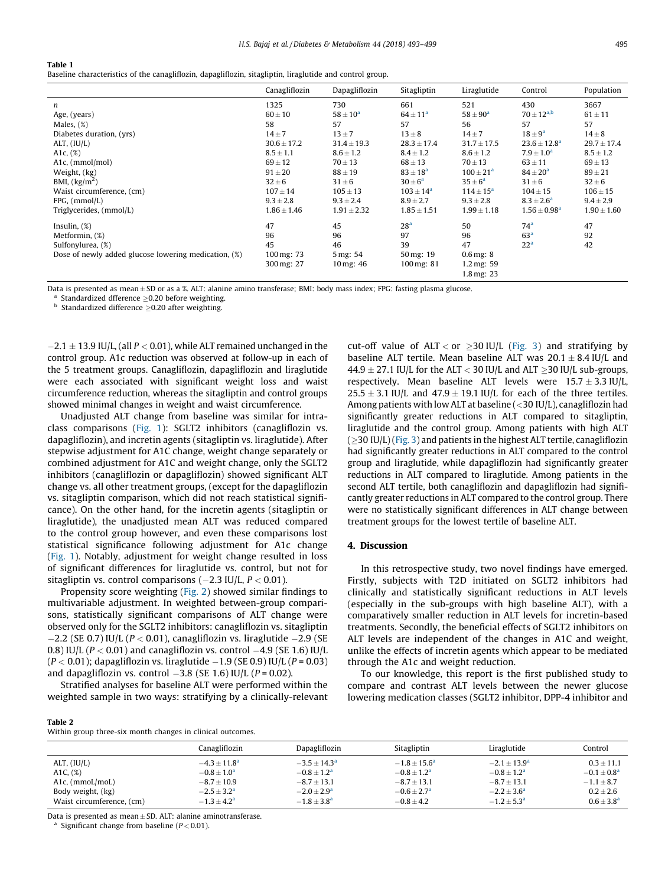**Table 1**
Baseline characteristics of the canagliflozin, dapagliflozin, sitagliptin, liraglutide and control group.

| | Canagliflozin | Dapagliflozin | Sitagliptin | Liraglutide | Control | Population |
|---|---|---|---|---|---|---|
| n | 1325 | 730 | 661 | 521 | 430 | 3667 |
| Age, (years) | 60 ± 10 | 58 ± 10[a] | 64 ± 11[a] | 58 ± 90[a] | 70 ± 12[a,b] | 61 ± 11 |
| Males, (%) | 58 | 57 | 57 | 56 | 57 | 57 |
| Diabetes duration, (yrs) | 14 ± 7 | 13 ± 7 | 13 ± 8 | 14 ± 7 | 18 ± 9[a] | 14 ± 8 |
| ALT, (IU/L) | 30.6 ± 17.2 | 31.4 ± 19.3 | 28.3 ± 17.4 | 31.7 ± 17.5 | 23.6 ± 12.8[a] | 29.7 ± 17.4 |
| A1c, (%) | 8.5 ± 1.1 | 8.6 ± 1.2 | 8.4 ± 1.2 | 8.6 ± 1.2 | 7.9 ± 1.0[a] | 8.5 ± 1.2 |
| A1c, (mmol/mol) | 69 ± 12 | 70 ± 13 | 68 ± 13 | 70 ± 13 | 63 ± 11 | 69 ± 13 |
| Weight, (kg) | 91 ± 20 | 88 ± 19 | 83 ± 18[a] | 100 ± 21[a] | 84 ± 20[a] | 89 ± 21 |
| BMI, (kg/m$^2$) | 32 ± 6 | 31 ± 6 | 30 ± 6[a] | 35 ± 6[a] | 31 ± 6 | 32 ± 6 |
| Waist circumference, (cm) | 107 ± 14 | 105 ± 13 | 103 ± 14[a] | 114 ± 15[a] | 104 ± 15 | 106 ± 15 |
| FPG, (mmol/L) | 9.3 ± 2.8 | 9.3 ± 2.4 | 8.9 ± 2.7 | 9.3 ± 2.8 | 8.3 ± 2.6[a] | 9.4 ± 2.9 |
| Triglycerides, (mmol/L) | 1.86 ± 1.46 | 1.91 ± 2.32 | 1.85 ± 1.51 | 1.99 ± 1.18 | 1.56 ± 0.98[a] | 1.90 ± 1.60 |
| Insulin, (%) | 47 | 45 | 28[a] | 50 | 74[a] | 47 |
| Metformin, (%) | 96 | 96 | 97 | 96 | 63[a] | 92 |
| Sulfonylurea, (%) | 45 | 46 | 39 | 47 | 22[a] | 42 |
| Dose of newly added glucose lowering medication, (%) | 100 mg: 73<br>300 mg: 27 | 5 mg: 54<br>10 mg: 46 | 50 mg: 19<br>100 mg: 81 | 0.6 mg: 8<br>1.2 mg: 59<br>1.8 mg: 23 | | |

Data is presented as mean ± SD or as a %. ALT: alanine amino transferase; BMI: body mass index; FPG: fasting plasma glucose.
[a] Standardized dfference ≥0.20 before weighting.
[b] Standardized difference ≥0.20 after weighting.

−2.1 ± 13.9 IU/L, (all $P < 0.01$), while ALT remained unchanged in the control group. A1c reduction was observed at follow-up in each of the 5 treatment groups. Canagliflozin, dapagliflozin and liraglutide were each associated with significant weight loss and waist circumference reduction, whereas the sitagliptin and control groups showed minimal changes in weight and waist circumference.

Unadjusted ALT change from baseline was similar for intra-class comparisons (Fig. 1): SGLT2 inhibitors (canagliflozin vs. dapagliflozin), and incretin agents (sitagliptin vs. liraglutide). After stepwise adjustment for A1C change, weight change separately or combined adjustment for A1C and weight change, only the SGLT2 inhibitors (canagliflozin or dapagliflozin) showed significant ALT change vs. all other treatment groups, (except for the dapagliflozin vs. sitagliptin comparison, which did not reach statistical significance). On the other hand, for the incretin agents (sitagliptin or liraglutide), the unadjusted mean ALT was reduced compared to the control group however, and even these comparisons lost statistical significance following adjustment for A1c change (Fig. 1). Notably, adjustment for weight change resulted in loss of significant differences for liraglutide vs. control, but not for sitagliptin vs. control comparisons (−2.3 IU/L, $P < 0.01$).

Propensity score weighting (Fig. 2) showed similar findings to multivariable adjustment. In weighted between-group comparisons, statistically significant comparisons of ALT change were observed only for the SGLT2 inhibitors: canagliflozin vs. sitagliptin −2.2 (SE 0.7) IU/L ($P < 0.01$), canagliflozin vs. liraglutide −2.9 (SE 0.8) IU/L ($P < 0.01$) and canagliflozin vs. control −4.9 (SE 1.6) IU/L ($P < 0.01$); dapagliflozin vs. liraglutide −1.9 (SE 0.9) IU/L ($P = 0.03$) and dapagliflozin vs. control −3.8 (SE 1.6) IU/L ($P = 0.02$).

Stratified analyses for baseline ALT were performed within the weighted sample in two ways: stratifying by a clinically-relevant cut-off value of ALT < or ≥30 IU/L (Fig. 3) and stratifying by baseline ALT tertile. Mean baseline ALT was 20.1 ± 8.4 IU/L and 44.9 ± 27.1 IU/L for the ALT < 30 IU/L and ALT ≥30 IU/L sub-groups, respectively. Mean baseline ALT levels were 15.7 ± 3.3 IU/L, 25.5 ± 3.1 IU/L and 47.9 ± 19.1 IU/L for each of the three tertiles. Among patients with low ALT at baseline (<30 IU/L), canagliflozin had significantly greater reductions in ALT compared to sitagliptin, liraglutide and the control group. Among patients with high ALT (≥30 IU/L) (Fig. 3) and patients in the highest ALT tertile, canagliflozin had significantly greater reductions in ALT compared to the control group and liraglutide, while dapagliflozin had significantly greater reductions in ALT compared to liraglutide. Among patients in the second ALT tertile, both canagliflozin and dapagliflozin had significantly greater reductions in ALT compared to the control group. There were no statistically significant differences in ALT change between treatment groups for the lowest tertile of baseline ALT.

## 4. Discussion

In this retrospective study, two novel findings have emerged. Firstly, subjects with T2D initiated on SGLT2 inhibitors had clinically and statistically significant reductions in ALT levels (especially in the sub-groups with high baseline ALT), with a comparatively smaller reduction in ALT levels for incretin-based treatments. Secondly, the beneficial effects of SGLT2 inhibitors on ALT levels are independent of the changes in A1C and weight, unlike the effects of incretin agents which appear to be mediated through the A1c and weight reduction.

To our knowledge, this report is the first published study to compare and contrast ALT levels between the newer glucose lowering medication classes (SGLT2 inhibitor, DPP-4 inhibitor and

**Table 2**
Within group three-six month changes in clinical outcomes.

| | Canagliflozin | Dapagliflozin | Sitagliptin | Liraglutide | Control |
|---|---|---|---|---|---|
| ALT, (IU/L) | −4.3 ± 11.8[a] | −3.5 ± 14.3[a] | −1.8 ± 15.6[a] | −2.1 ± 13.9[a] | 0.3 ± 11.1 |
| A1C, (%) | −0.8 ± 1.0[a] | −0.8 ± 1.2[a] | −0.8 ± 1.2[a] | −0.8 ± 1.2[a] | −0.1 ± 0.8[a] |
| A1c, (mmoL/moL) | −8.7 ± 10.9 | −8.7 ± 13.1 | −8.7 ± 13.1 | −8.7 ± 13.1 | −1.1 ± 8.7 |
| Body weight, (kg) | −2.5 ± 3.2[a] | −2.0 ± 2.9[a] | −0.6 ± 2.7[a] | −2.2 ± 3.6[a] | 0.2 ± 2.6 |
| Waist circumference, (cm) | −1.3 ± 4.2[a] | −1.8 ± 3.8[a] | −0.8 ± 4.2 | −1.2 ± 5.3[a] | 0.6 ± 3.8[a] |

Data is presented as mean ± SD. ALT: alanine aminotransferase.
[a] Significant change from baseline ($P < 0.01$).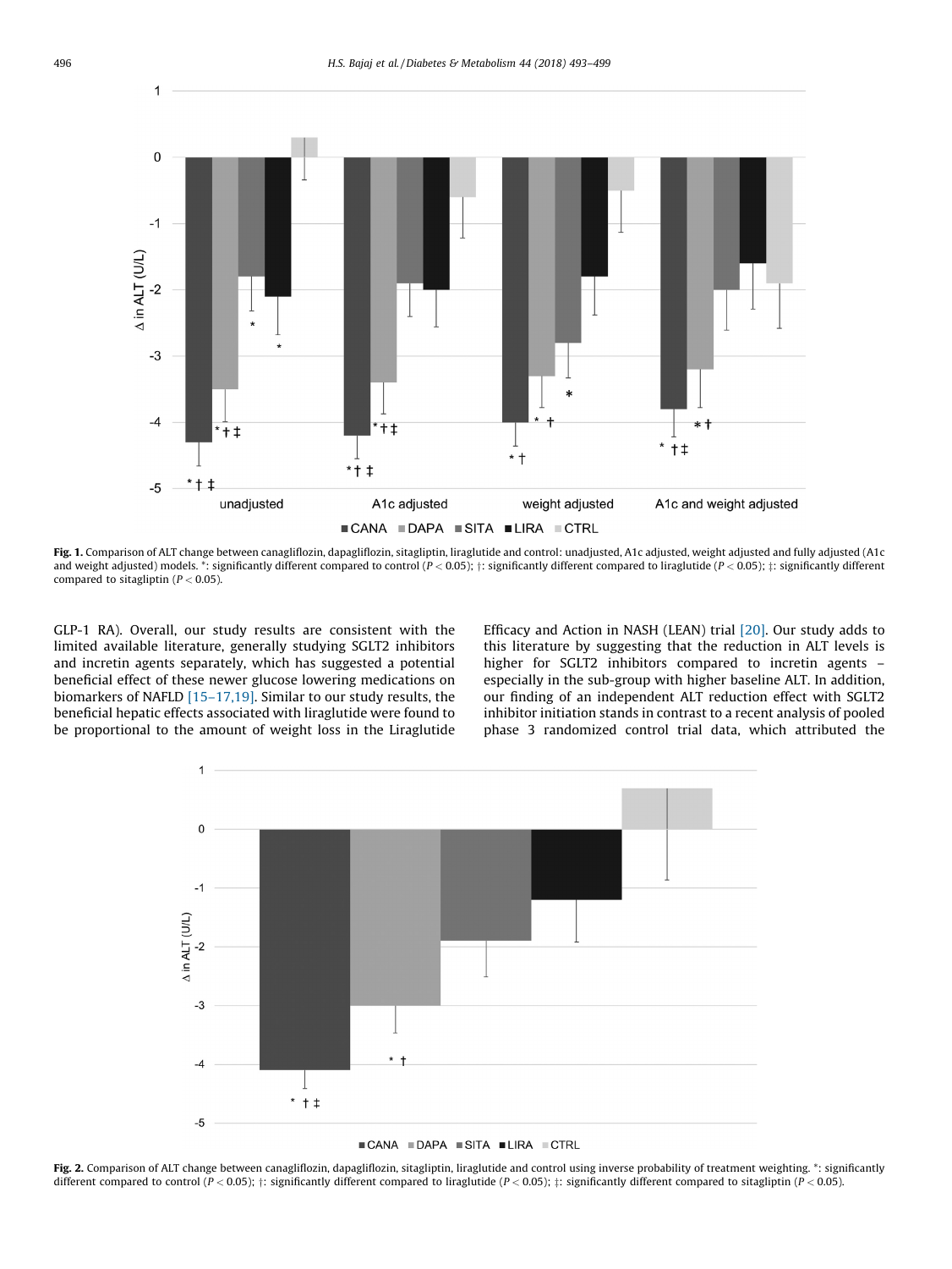Fig. 1. Comparison of ALT change between canagliflozin, dapagliflozin, sitagliptin, liraglutide and control: unadjusted, A1c adjusted, weight adjusted and fully adjusted (A1c and weight adjusted) models. *: significantly different compared to control ($P < 0.05$); †: significantly different compared to liraglutide ($P < 0.05$); ‡: significantly different compared to sitagliptin ($P < 0.05$).

GLP-1 RA). Overall, our study results are consistent with the limited available literature, generally studying SGLT2 inhibitors and incretin agents separately, which has suggested a potential beneficial effect of these newer glucose lowering medications on biomarkers of NAFLD [15–17,19]. Similar to our study results, the beneficial hepatic effects associated with liraglutide were found to be proportional to the amount of weight loss in the Liraglutide Efficacy and Action in NASH (LEAN) trial [20]. Our study adds to this literature by suggesting that the reduction in ALT levels is higher for SGLT2 inhibitors compared to incretin agents – especially in the sub-group with higher baseline ALT. In addition, our finding of an independent ALT reduction effect with SGLT2 inhibitor initiation stands in contrast to a recent analysis of pooled phase 3 randomized control trial data, which attributed the

Fig. 2. Comparison of ALT change between canagliflozin, dapagliflozin, sitagliptin, liraglutide and control using inverse probability of treatment weighting. *: significantly different compared to control ($P < 0.05$); †: significantly different compared to liraglutide ($P < 0.05$); ‡: significantly different compared to sitagliptin ($P < 0.05$).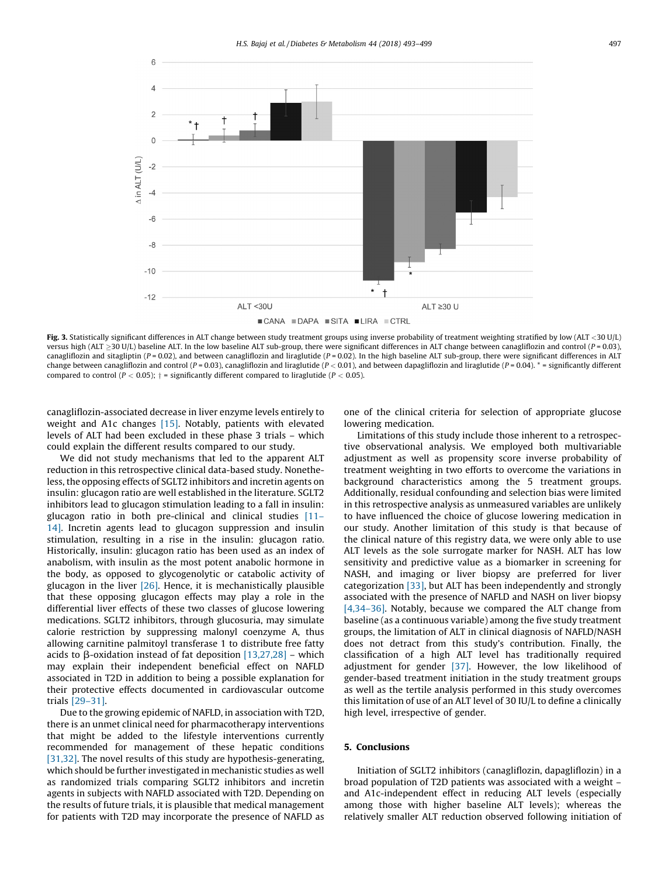**Fig. 3.** Statistically significant differences in ALT change between study treatment groups using inverse probability of treatment weighting stratified by low (ALT <30 U/L) versus high (ALT ≥30 U/L) baseline ALT. In the low baseline ALT sub-group, there were significant differences in ALT change between canagliflozin and control ($P = 0.03$), canagliflozin and sitagliptin ($P = 0.02$), and between canagliflozin and liraglutide ($P = 0.02$). In the high baseline ALT sub-group, there were significant differences in ALT change between canagliflozin and control ($P = 0.03$), canagliflozin and liraglutide ($P < 0.01$), and between dapagliflozin and liraglutide ($P = 0.04$). * = significantly different compared to control ($P < 0.05$); † = significantly different compared to liraglutide ($P < 0.05$).

canagliflozin-associated decrease in liver enzyme levels entirely to weight and A1c changes [15]. Notably, patients with elevated levels of ALT had been excluded in these phase 3 trials – which could explain the different results compared to our study.

We did not study mechanisms that led to the apparent ALT reduction in this retrospective clinical data-based study. Nonetheless, the opposing effects of SGLT2 inhibitors and incretin agents on insulin: glucagon ratio are well established in the literature. SGLT2 inhibitors lead to glucagon stimulation leading to a fall in insulin: glucagon ratio in both pre-clinical and clinical studies [11–14]. Incretin agents lead to glucagon suppression and insulin stimulation, resulting in a rise in the insulin: glucagon ratio. Historically, insulin: glucagon ratio has been used as an index of anabolism, with insulin as the most potent anabolic hormone in the body, as opposed to glycogenolytic or catabolic activity of glucagon in the liver [26]. Hence, it is mechanistically plausible that these opposing glucagon effects may play a role in the differential liver effects of these two classes of glucose lowering medications. SGLT2 inhibitors, through glucosuria, may simulate calorie restriction by suppressing malonyl coenzyme A, thus allowing carnitine palmitoyl transferase 1 to distribute free fatty acids to β-oxidation instead of fat deposition [13,27,28] – which may explain their independent beneficial effect on NAFLD associated in T2D in addition to being a possible explanation for their protective effects documented in cardiovascular outcome trials [29–31].

Due to the growing epidemic of NAFLD, in association with T2D, there is an unmet clinical need for pharmacotherapy interventions that might be added to the lifestyle interventions currently recommended for management of these hepatic conditions [31,32]. The novel results of this study are hypothesis-generating, which should be further investigated in mechanistic studies as well as randomized trials comparing SGLT2 inhibitors and incretin agents in subjects with NAFLD associated with T2D. Depending on the results of future trials, it is plausible that medical management for patients with T2D may incorporate the presence of NAFLD as one of the clinical criteria for selection of appropriate glucose lowering medication.

Limitations of this study include those inherent to a retrospective observational analysis. We employed both multivariable adjustment as well as propensity score inverse probability of treatment weighting in two efforts to overcome the variations in background characteristics among the 5 treatment groups. Additionally, residual confounding and selection bias were limited in this retrospective analysis as unmeasured variables are unlikely to have influenced the choice of glucose lowering medication in our study. Another limitation of this study is that because of the clinical nature of this registry data, we were only able to use ALT levels as the sole surrogate marker for NASH. ALT has low sensitivity and predictive value as a biomarker in screening for NASH, and imaging or liver biopsy are preferred for liver categorization [33], but ALT has been independently and strongly associated with the presence of NAFLD and NASH on liver biopsy [4,34–36]. Notably, because we compared the ALT change from baseline (as a continuous variable) among the five study treatment groups, the limitation of ALT in clinical diagnosis of NAFLD/NASH does not detract from this study's contribution. Finally, the classification of a high ALT level has traditionally required adjustment for gender [37]. However, the low likelihood of gender-based treatment initiation in the study treatment groups as well as the tertile analysis performed in this study overcomes this limitation of use of an ALT level of 30 IU/L to define a clinically high level, irrespective of gender.

## 5. Conclusions

Initiation of SGLT2 inhibitors (canagliflozin, dapagliflozin) in a broad population of T2D patients was associated with a weight – and A1c-independent effect in reducing ALT levels (especially among those with higher baseline ALT levels); whereas the relatively smaller ALT reduction observed following initiation of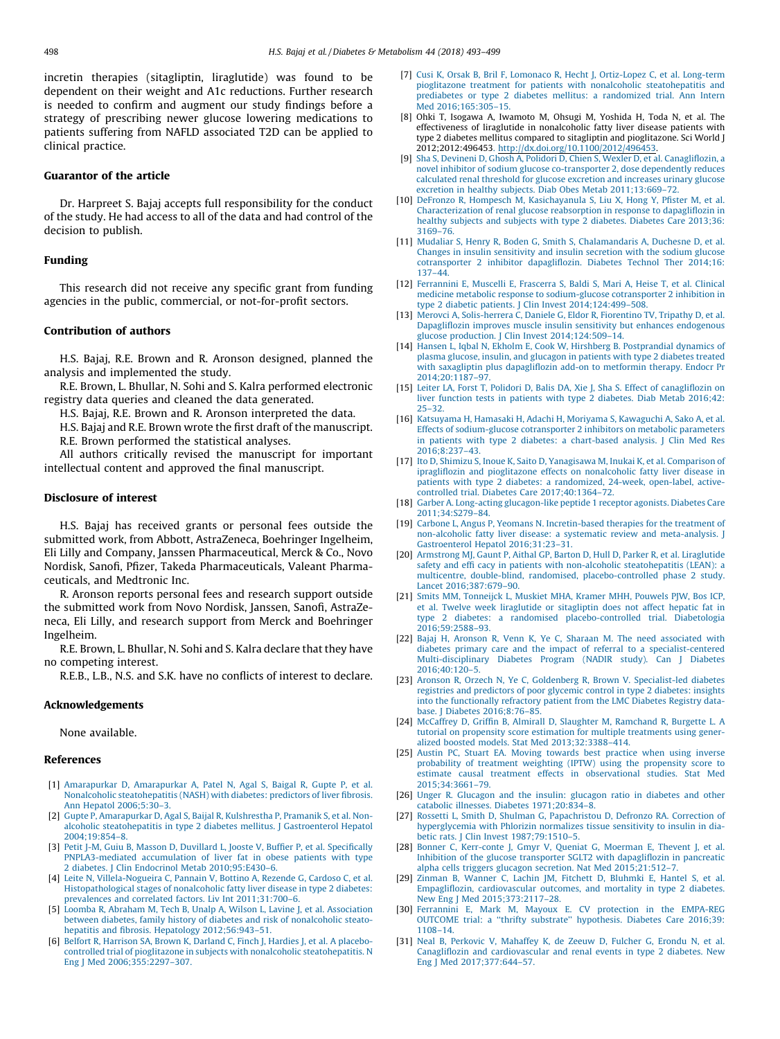incretin therapies (sitagliptin, liraglutide) was found to be dependent on their weight and A1c reductions. Further research is needed to confirm and augment our study findings before a strategy of prescribing newer glucose lowering medications to patients suffering from NAFLD associated T2D can be applied to clinical practice.

## Guarantor of the article

Dr. Harpreet S. Bajaj accepts full responsibility for the conduct of the study. He had access to all of the data and had control of the decision to publish.

## Funding

This research did not receive any specific grant from funding agencies in the public, commercial, or not-for-profit sectors.

## Contribution of authors

H.S. Bajaj, R.E. Brown and R. Aronson designed, planned the analysis and implemented the study.

R.E. Brown, L. Bhullar, N. Sohi and S. Kalra performed electronic registry data queries and cleaned the data generated.

H.S. Bajaj, R.E. Brown and R. Aronson interpreted the data.

H.S. Bajaj and R.E. Brown wrote the first draft of the manuscript.

R.E. Brown performed the statistical analyses.

All authors critically revised the manuscript for important intellectual content and approved the final manuscript.

## Disclosure of interest

H.S. Bajaj has received grants or personal fees outside the submitted work, from Abbott, AstraZeneca, Boehringer Ingelheim, Eli Lilly and Company, Janssen Pharmaceutical, Merck & Co., Novo Nordisk, Sanofi, Pfizer, Takeda Pharmaceuticals, Valeant Pharmaceuticals, and Medtronic Inc.

R. Aronson reports personal fees and research support outside the submitted work from Novo Nordisk, Janssen, Sanofi, AstraZeneca, Eli Lilly, and research support from Merck and Boehringer Ingelheim.

R.E. Brown, L. Bhullar, N. Sohi and S. Kalra declare that they have no competing interest.

R.E.B., L.B., N.S. and S.K. have no conflicts of interest to declare.

## Acknowledgements

None available.

## References

[1] Amarapurkar D, Amarapurkar A, Patel N, Agal S, Baigal R, Gupte P, et al. Nonalcoholic steatohepatitis (NASH) with diabetes: predictors of liver fibrosis. Ann Hepatol 2006;5:30–3.

[2] Gupte P, Amarapurkar D, Agal S, Baijal R, Kulshrestha P, Pramanik S, et al. Non-alcoholic steatohepatitis in type 2 diabetes mellitus. J Gastroenterol Hepatol 2004;19:854–8.

[3] Petit J-M, Guiu B, Masson D, Duvillard L, Jooste V, Buffier P, et al. Specifically PNPLA3-mediated accumulation of liver fat in obese patients with type 2 diabetes. J Clin Endocrinol Metab 2010;95:E430–6.

[4] Leite N, Villela-Nogueira C, Pannain V, Bottino A, Rezende G, Cardoso C, et al. Histopathological stages of nonalcoholic fatty liver disease in type 2 diabetes: prevalences and correlated factors. Liv Int 2011;31:700–6.

[5] Loomba R, Abraham M, Tech B, Unalp A, Wilson L, Lavine J, et al. Association between diabetes, family history of diabetes and risk of nonalcoholic steatohepatitis and fibrosis. Hepatology 2012;56:943–51.

[6] Belfort R, Harrison SA, Brown K, Darland C, Finch J, Hardies J, et al. A placebo-controlled trial of pioglitazone in subjects with nonalcoholic steatohepatitis. N Eng J Med 2006;355:2297–307.

[7] Cusi K, Orsak B, Bril F, Lomonaco R, Hecht J, Ortiz-Lopez C, et al. Long-term pioglitazone treatment for patients with nonalcoholic steatohepatitis and prediabetes or type 2 diabetes mellitus: a randomized trial. Ann Intern Med 2016;165:305–15.

[8] Ohki T, Isogawa A, Iwamoto M, Ohsugi M, Yoshida H, Toda N, et al. The effectiveness of liraglutide in nonalcoholic fatty liver disease patients with type 2 diabetes mellitus compared to sitagliptin and pioglitazone. Sci World J 2012;2012:496453. http://dx.doi.org/10.1100/2012/496453.

[9] Sha S, Devineni D, Ghosh A, Polidori D, Chien S, Wexler D, et al. Canagliflozin, a novel inhibitor of sodium glucose co-transporter 2, dose dependently reduces calculated renal threshold for glucose excretion and increases urinary glucose excretion in healthy subjects. Diab Obes Metab 2011;13:669–72.

[10] DeFronzo R, Hompesch M, Kasichayanula S, Liu X, Hong Y, Pfister M, et al. Characterization of renal glucose reabsorption in response to dapagliflozin in healthy subjects and subjects with type 2 diabetes. Diabetes Care 2013;36:3169–76.

[11] Mudaliar S, Henry R, Boden G, Smith S, Chalamandaris A, Duchesne D, et al. Changes in insulin sensitivity and insulin secretion with the sodium glucose cotransporter 2 inhibitor dapagliflozin. Diabetes Technol Ther 2014;16:137–44.

[12] Ferrannini E, Muscelli E, Frascerra S, Baldi S, Mari A, Heise T, et al. Clinical medicine metabolic response to sodium-glucose cotransporter 2 inhibition in type 2 diabetic patients. J Clin Invest 2014;124:499–508.

[13] Merovci A, Solis-herrera C, Daniele G, Eldor R, Fiorentino TV, Tripathy D, et al. Dapagliflozin improves muscle insulin sensitivity but enhances endogenous glucose production. J Clin Invest 2014;124:509–14.

[14] Hansen L, Iqbal N, Ekholm E, Cook W, Hirshberg B. Postprandial dynamics of plasma glucose, insulin, and glucagon in patients with type 2 diabetes treated with saxagliptin plus dapagliflozin add-on to metformin therapy. Endocr Pr 2014;20:1187–97.

[15] Leiter LA, Forst T, Polidori D, Balis DA, Xie J, Sha S. Effect of canagliflozin on liver function tests in patients with type 2 diabetes. Diab Metab 2016;42:25–32.

[16] Katsuyama H, Hamasaki H, Adachi H, Moriyama S, Kawaguchi A, Sako A, et al. Effects of sodium-glucose cotransporter 2 inhibitors on metabolic parameters in patients with type 2 diabetes: a chart-based analysis. J Clin Med Res 2016;8:237–43.

[17] Ito D, Shimizu S, Inoue K, Saito D, Yanagisawa M, Inukai K, et al. Comparison of ipragliflozin and pioglitazone effects on nonalcoholic fatty liver disease in patients with type 2 diabetes: a randomized, 24-week, open-label, active-controlled trial. Diabetes Care 2017;40:1364–72.

[18] Garber A. Long-acting glucagon-like peptide 1 receptor agonists. Diabetes Care 2011;34:S279–84.

[19] Carbone L, Angus P, Yeomans N. Incretin-based therapies for the treatment of non-alcoholic fatty liver disease: a systematic review and meta-analysis. J Gastroenterol Hepatol 2016;31:23–31.

[20] Armstrong MJ, Gaunt P, Aithal GP, Barton D, Hull D, Parker R, et al. Liraglutide safety and effi cacy in patients with non-alcoholic steatohepatitis (LEAN): a multicentre, double-blind, randomised, placebo-controlled phase 2 study. Lancet 2016;387:679–90.

[21] Smits MM, Tonneijck L, Muskiet MHA, Kramer MHH, Pouwels PJW, Bos ICP, et al. Twelve week liraglutide or sitagliptin does not affect hepatic fat in type 2 diabetes: a randomised placebo-controlled trial. Diabetologia 2016;59:2588–93.

[22] Bajaj H, Aronson R, Venn K, Ye C, Sharaan M. The need associated with diabetes primary care and the impact of referral to a specialist-centered Multi-disciplinary Diabetes Program (NADIR study). Can J Diabetes 2016;40:120–5.

[23] Aronson R, Orzech N, Ye C, Goldenberg R, Brown V. Specialist-led diabetes registries and predictors of poor glycemic control in type 2 diabetes: insights into the functionally refractory patient from the LMC Diabetes Registry database. J Diabetes 2016;8:76–85.

[24] McCaffrey D, Griffin B, Almirall D, Slaughter M, Ramchand R, Burgette L. A tutorial on propensity score estimation for multiple treatments using generalized boosted models. Stat Med 2013;32:3388–414.

[25] Austin PC, Stuart EA. Moving towards best practice when using inverse probability of treatment weighting (IPTW) using the propensity score to estimate causal treatment effects in observational studies. Stat Med 2015;34:3661–79.

[26] Unger R. Glucagon and the insulin: glucagon ratio in diabetes and other catabolic illnesses. Diabetes 1971;20:834–8.

[27] Rossetti L, Smith D, Shulman G, Papachristou D, Defronzo RA. Correction of hyperglycemia with Phlorizin normalizes tissue sensitivity to insulin in diabetic rats. J Clin Invest 1987;79:1510–5.

[28] Bonner C, Kerr-conte J, Gmyr V, Queniat G, Moerman E, Thevent J, et al. Inhibition of the glucose transporter SGLT2 with dapagliflozin in pancreatic alpha cells triggers glucagon secretion. Nat Med 2015;21:512–7.

[29] Zinman B, Wanner C, Lachin JM, Fitchett D, Bluhmki E, Hantel S, et al. Empagliflozin, cardiovascular outcomes, and mortality in type 2 diabetes. New Eng J Med 2015;373:2117–28.

[30] Ferrannini E, Mark M, Mayoux E. CV protection in the EMPA-REG OUTCOME trial: a "thrifty substrate" hypothesis. Diabetes Care 2016;39:1108–14.

[31] Neal B, Perkovic V, Mahaffey K, de Zeeuw D, Fulcher G, Erondu N, et al. Canagliflozin and cardiovascular and renal events in type 2 diabetes. New Eng J Med 2017;377:644–57.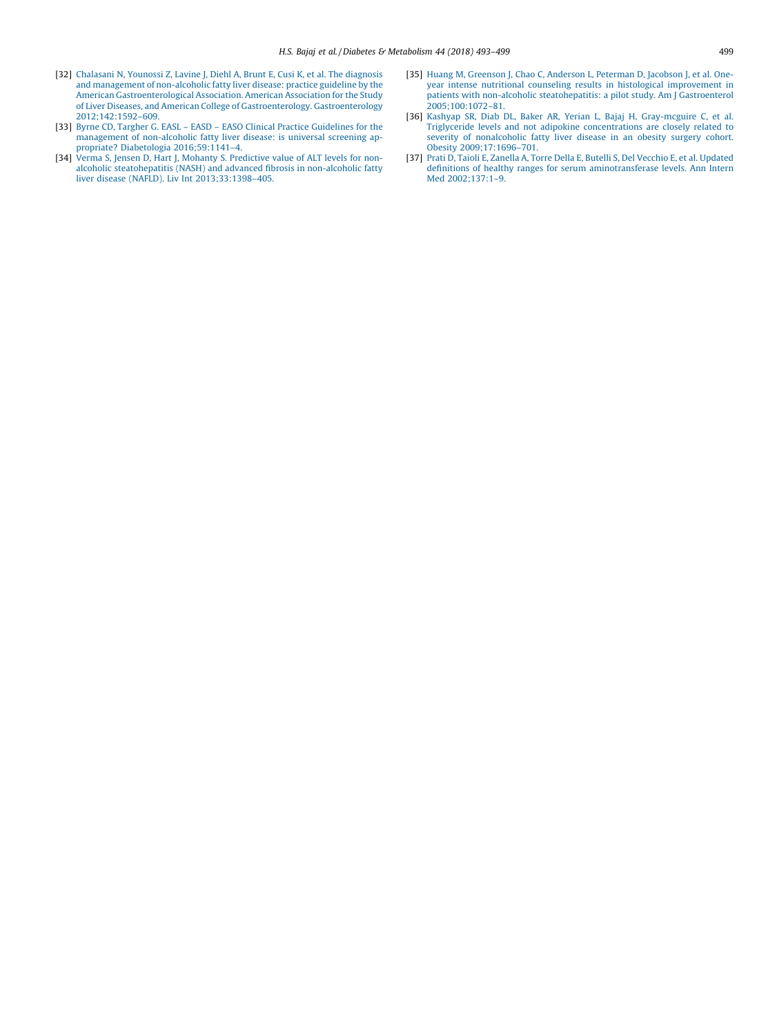[32] Chalasani N, Younossi Z, Lavine J, Diehl A, Brunt E, Cusi K, et al. The diagnosis and management of non-alcoholic fatty liver disease: practice guideline by the American Gastroenterological Association. American Association for the Study of Liver Diseases, and American College of Gastroenterology. Gastroenterology 2012;142:1592–609.

[33] Byrne CD, Targher G. EASL – EASD – EASO Clinical Practice Guidelines for the management of non-alcoholic fatty liver disease: is universal screening appropriate? Diabetologia 2016;59:1141–4.

[34] Verma S, Jensen D, Hart J, Mohanty S. Predictive value of ALT levels for non-alcoholic steatohepatitis (NASH) and advanced fibrosis in non-alcoholic fatty liver disease (NAFLD). Liv Int 2013;33:1398–405.

[35] Huang M, Greenson J, Chao C, Anderson L, Peterman D, Jacobson J, et al. One-year intense nutritional counseling results in histological improvement in patients with non-alcoholic steatohepatitis: a pilot study. Am J Gastroenterol 2005;100:1072–81.

[36] Kashyap SR, Diab DL, Baker AR, Yerian L, Bajaj H, Gray-mcguire C, et al. Triglyceride levels and not adipokine concentrations are closely related to severity of nonalcoholic fatty liver disease in an obesity surgery cohort. Obesity 2009;17:1696–701.

[37] Prati D, Taioli E, Zanella A, Torre Della E, Butelli S, Del Vecchio E, et al. Updated definitions of healthy ranges for serum aminotransferase levels. Ann Intern Med 2002;137:1–9.